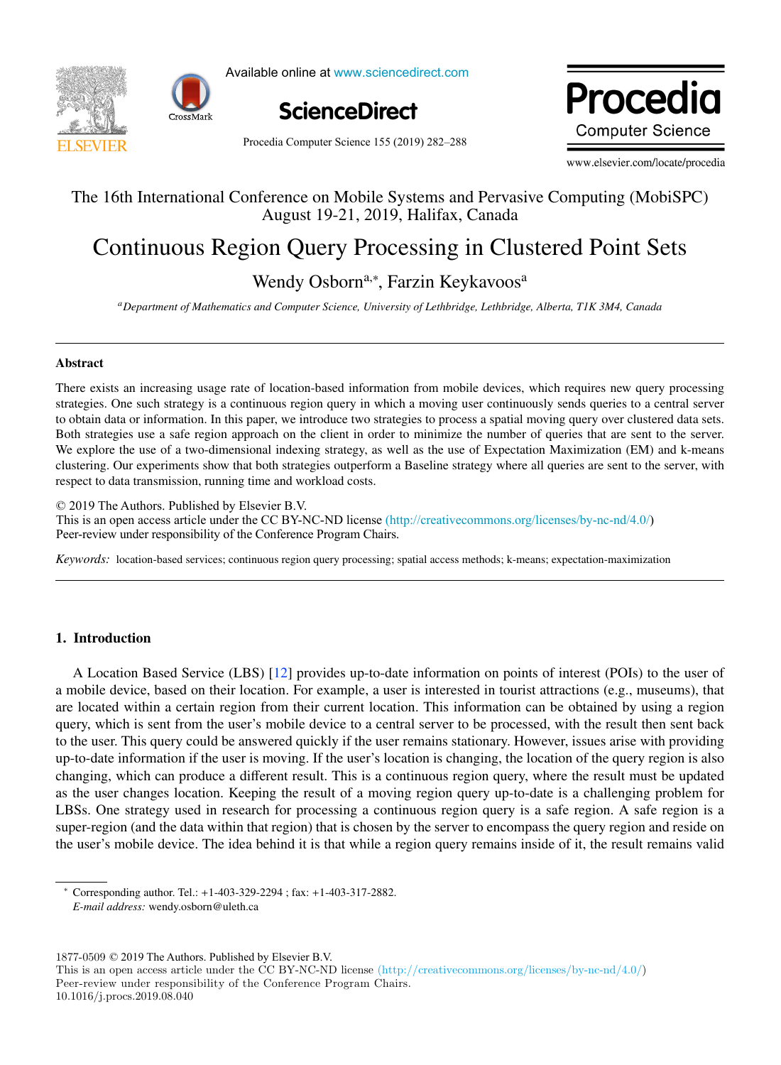The 16th International Conference on Mobile Systems and Pervasive Computing (MobiSPC)
August 19-21, 2019, Halifax, Canada

# Continuous Region Query Processing in Clustered Point Sets

Wendy Osborn[a,*], Farzin Keykavoos[a]

[a]*Department of Mathematics and Computer Science, University of Lethbridge, Lethbridge, Alberta, T1K 3M4, Canada*

## Abstract

There exists an increasing usage rate of location-based information from mobile devices, which requires new query processing strategies. One such strategy is a continuous region query in which a moving user continuously sends queries to a central server to obtain data or information. In this paper, we introduce two strategies to process a spatial moving query over clustered data sets. Both strategies use a safe region approach on the client in order to minimize the number of queries that are sent to the server. We explore the use of a two-dimensional indexing strategy, as well as the use of Expectation Maximization (EM) and k-means clustering. Our experiments show that both strategies outperform a Baseline strategy where all queries are sent to the server, with respect to data transmission, running time and workload costs.

© 2019 The Authors. Published by Elsevier B.V.
This is an open access article under the CC BY-NC-ND license (http://creativecommons.org/licenses/by-nc-nd/4.0/)
Peer-review under responsibility of the Conference Program Chairs.

*Keywords:* location-based services; continuous region query processing; spatial access methods; k-means; expectation-maximization

## 1. Introduction

A Location Based Service (LBS) [12] provides up-to-date information on points of interest (POIs) to the user of a mobile device, based on their location. For example, a user is interested in tourist attractions (e.g., museums), that are located within a certain region from their current location. This information can be obtained by using a region query, which is sent from the user's mobile device to a central server to be processed, with the result then sent back to the user. This query could be answered quickly if the user remains stationary. However, issues arise with providing up-to-date information if the user is moving. If the user's location is changing, the location of the query region is also changing, which can produce a different result. This is a continuous region query, where the result must be updated as the user changes location. Keeping the result of a moving region query up-to-date is a challenging problem for LBSs. One strategy used in research for processing a continuous region query is a safe region. A safe region is a super-region (and the data within that region) that is chosen by the server to encompass the query region and reside on the user's mobile device. The idea behind it is that while a region query remains inside of it, the result remains valid

---

\* Corresponding author. Tel.: +1-403-329-2294 ; fax: +1-403-317-2882.
*E-mail address:* wendy.osborn@uleth.ca

1877-0509 © 2019 The Authors. Published by Elsevier B.V.
This is an open access article under the CC BY-NC-ND license (http://creativecommons.org/licenses/by-nc-nd/4.0/)
Peer-review under responsibility of the Conference Program Chairs.
10.1016/j.procs.2019.08.040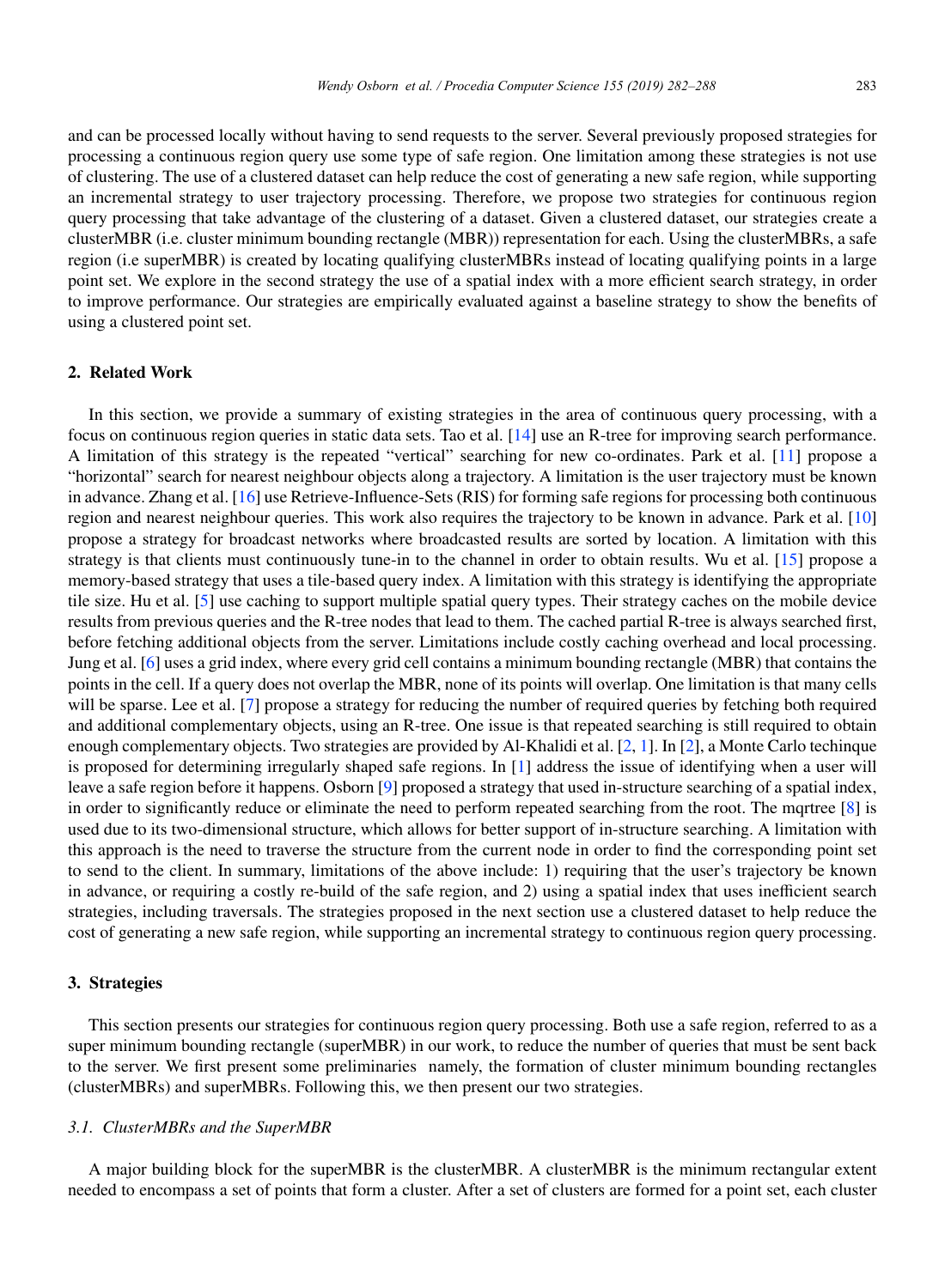and can be processed locally without having to send requests to the server. Several previously proposed strategies for processing a continuous region query use some type of safe region. One limitation among these strategies is not use of clustering. The use of a clustered dataset can help reduce the cost of generating a new safe region, while supporting an incremental strategy to user trajectory processing. Therefore, we propose two strategies for continuous region query processing that take advantage of the clustering of a dataset. Given a clustered dataset, our strategies create a clusterMBR (i.e. cluster minimum bounding rectangle (MBR)) representation for each. Using the clusterMBRs, a safe region (i.e superMBR) is created by locating qualifying clusterMBRs instead of locating qualifying points in a large point set. We explore in the second strategy the use of a spatial index with a more efficient search strategy, in order to improve performance. Our strategies are empirically evaluated against a baseline strategy to show the benefits of using a clustered point set.

## 2. Related Work

In this section, we provide a summary of existing strategies in the area of continuous query processing, with a focus on continuous region queries in static data sets. Tao et al. [14] use an R-tree for improving search performance. A limitation of this strategy is the repeated "vertical" searching for new co-ordinates. Park et al. [11] propose a "horizontal" search for nearest neighbour objects along a trajectory. A limitation is the user trajectory must be known in advance. Zhang et al. [16] use Retrieve-Influence-Sets (RIS) for forming safe regions for processing both continuous region and nearest neighbour queries. This work also requires the trajectory to be known in advance. Park et al. [10] propose a strategy for broadcast networks where broadcasted results are sorted by location. A limitation with this strategy is that clients must continuously tune-in to the channel in order to obtain results. Wu et al. [15] propose a memory-based strategy that uses a tile-based query index. A limitation with this strategy is identifying the appropriate tile size. Hu et al. [5] use caching to support multiple spatial query types. Their strategy caches on the mobile device results from previous queries and the R-tree nodes that lead to them. The cached partial R-tree is always searched first, before fetching additional objects from the server. Limitations include costly caching overhead and local processing. Jung et al. [6] uses a grid index, where every grid cell contains a minimum bounding rectangle (MBR) that contains the points in the cell. If a query does not overlap the MBR, none of its points will overlap. One limitation is that many cells will be sparse. Lee et al. [7] propose a strategy for reducing the number of required queries by fetching both required and additional complementary objects, using an R-tree. One issue is that repeated searching is still required to obtain enough complementary objects. Two strategies are provided by Al-Khalidi et al. [2, 1]. In [2], a Monte Carlo techinque is proposed for determining irregularly shaped safe regions. In [1] address the issue of identifying when a user will leave a safe region before it happens. Osborn [9] proposed a strategy that used in-structure searching of a spatial index, in order to significantly reduce or eliminate the need to perform repeated searching from the root. The mqrtree [8] is used due to its two-dimensional structure, which allows for better support of in-structure searching. A limitation with this approach is the need to traverse the structure from the current node in order to find the corresponding point set to send to the client. In summary, limitations of the above include: 1) requiring that the user's trajectory be known in advance, or requiring a costly re-build of the safe region, and 2) using a spatial index that uses inefficient search strategies, including traversals. The strategies proposed in the next section use a clustered dataset to help reduce the cost of generating a new safe region, while supporting an incremental strategy to continuous region query processing.

## 3. Strategies

This section presents our strategies for continuous region query processing. Both use a safe region, referred to as a super minimum bounding rectangle (superMBR) in our work, to reduce the number of queries that must be sent back to the server. We first present some preliminaries namely, the formation of cluster minimum bounding rectangles (clusterMBRs) and superMBRs. Following this, we then present our two strategies.

### *3.1. ClusterMBRs and the SuperMBR*

A major building block for the superMBR is the clusterMBR. A clusterMBR is the minimum rectangular extent needed to encompass a set of points that form a cluster. After a set of clusters are formed for a point set, each cluster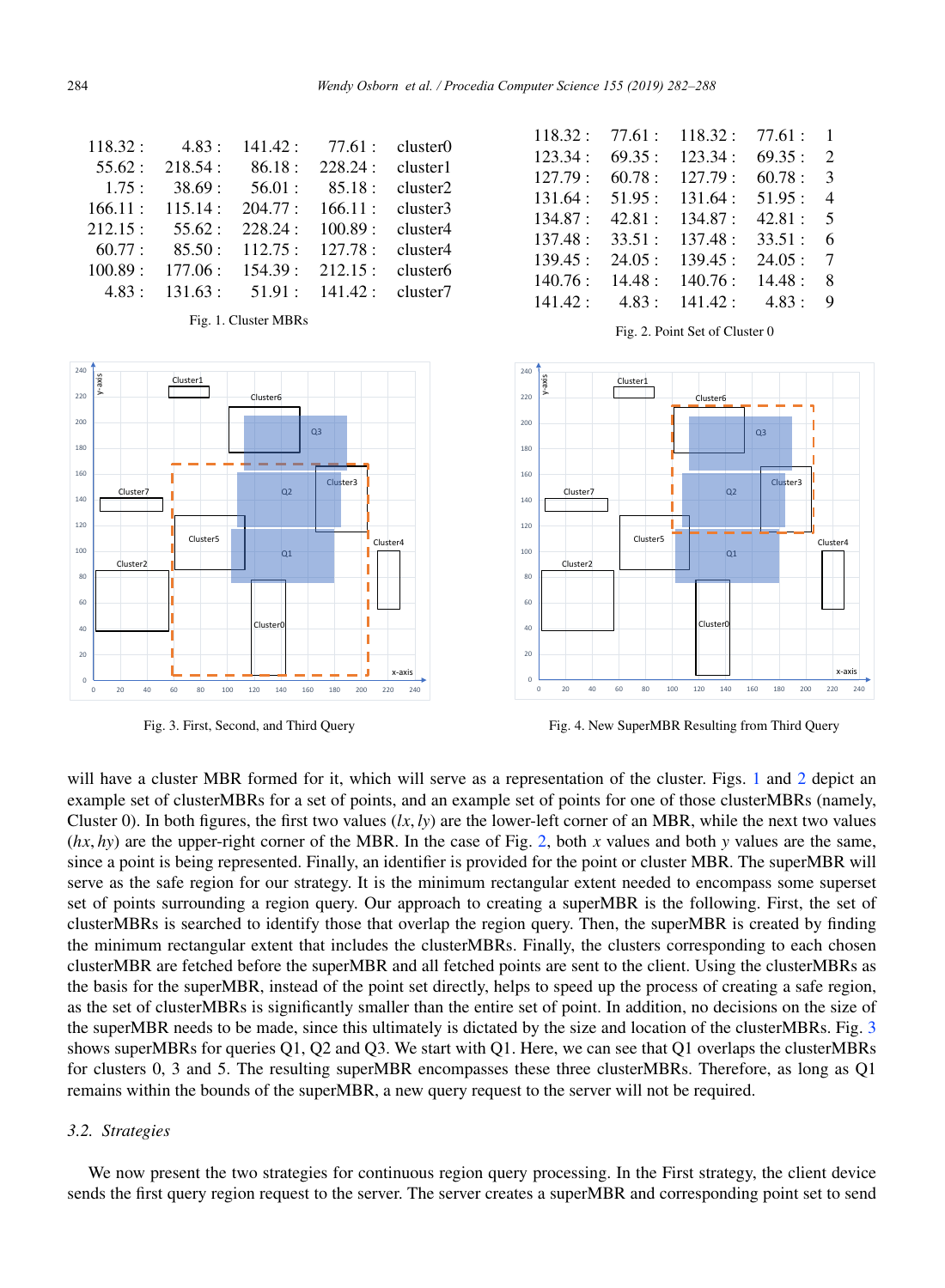| | | | | |
|---|---|---|---|---|
| 118.32 : | 4.83 : | 141.42 : | 77.61 : | cluster0 |
| 55.62 : | 218.54 : | 86.18 : | 228.24 : | cluster1 |
| 1.75 : | 38.69 : | 56.01 : | 85.18 : | cluster2 |
| 166.11 : | 115.14 : | 204.77 : | 166.11 : | cluster3 |
| 212.15 : | 55.62 : | 228.24 : | 100.89 : | cluster4 |
| 60.77 : | 85.50 : | 112.75 : | 127.78 : | cluster4 |
| 100.89 : | 177.06 : | 154.39 : | 212.15 : | cluster6 |
| 4.83 : | 131.63 : | 51.91 : | 141.42 : | cluster7 |

Fig. 1. Cluster MBRs

| | | | | |
|---|---|---|---|---|
| 118.32 : | 77.61 : | 118.32 : | 77.61 : | 1 |
| 123.34 : | 69.35 : | 123.34 : | 69.35 : | 2 |
| 127.79 : | 60.78 : | 127.79 : | 60.78 : | 3 |
| 131.64 : | 51.95 : | 131.64 : | 51.95 : | 4 |
| 134.87 : | 42.81 : | 134.87 : | 42.81 : | 5 |
| 137.48 : | 33.51 : | 137.48 : | 33.51 : | 6 |
| 139.45 : | 24.05 : | 139.45 : | 24.05 : | 7 |
| 140.76 : | 14.48 : | 140.76 : | 14.48 : | 8 |
| 141.42 : | 4.83 : | 141.42 : | 4.83 : | 9 |

Fig. 2. Point Set of Cluster 0

Fig. 3. First, Second, and Third Query

Fig. 4. New SuperMBR Resulting from Third Query

will have a cluster MBR formed for it, which will serve as a representation of the cluster. Figs. 1 and 2 depict an example set of clusterMBRs for a set of points, and an example set of points for one of those clusterMBRs (namely, Cluster 0). In both figures, the first two values $(lx, ly)$ are the lower-left corner of an MBR, while the next two values $(hx, hy)$ are the upper-right corner of the MBR. In the case of Fig. 2, both $x$ values and both $y$ values are the same, since a point is being represented. Finally, an identifier is provided for the point or cluster MBR. The superMBR will serve as the safe region for our strategy. It is the minimum rectangular extent needed to encompass some superset set of points surrounding a region query. Our approach to creating a superMBR is the following. First, the set of clusterMBRs is searched to identify those that overlap the region query. Then, the superMBR is created by finding the minimum rectangular extent that includes the clusterMBRs. Finally, the clusters corresponding to each chosen clusterMBR are fetched before the superMBR and all fetched points are sent to the client. Using the clusterMBRs as the basis for the superMBR, instead of the point set directly, helps to speed up the process of creating a safe region, as the set of clusterMBRs is significantly smaller than the entire set of point. In addition, no decisions on the size of the superMBR needs to be made, since this ultimately is dictated by the size and location of the clusterMBRs. Fig. 3 shows superMBRs for queries Q1, Q2 and Q3. We start with Q1. Here, we can see that Q1 overlaps the clusterMBRs for clusters 0, 3 and 5. The resulting superMBR encompasses these three clusterMBRs. Therefore, as long as Q1 remains within the bounds of the superMBR, a new query request to the server will not be required.

### 3.2. Strategies

We now present the two strategies for continuous region query processing. In the First strategy, the client device sends the first query region request to the server. The server creates a superMBR and corresponding point set to send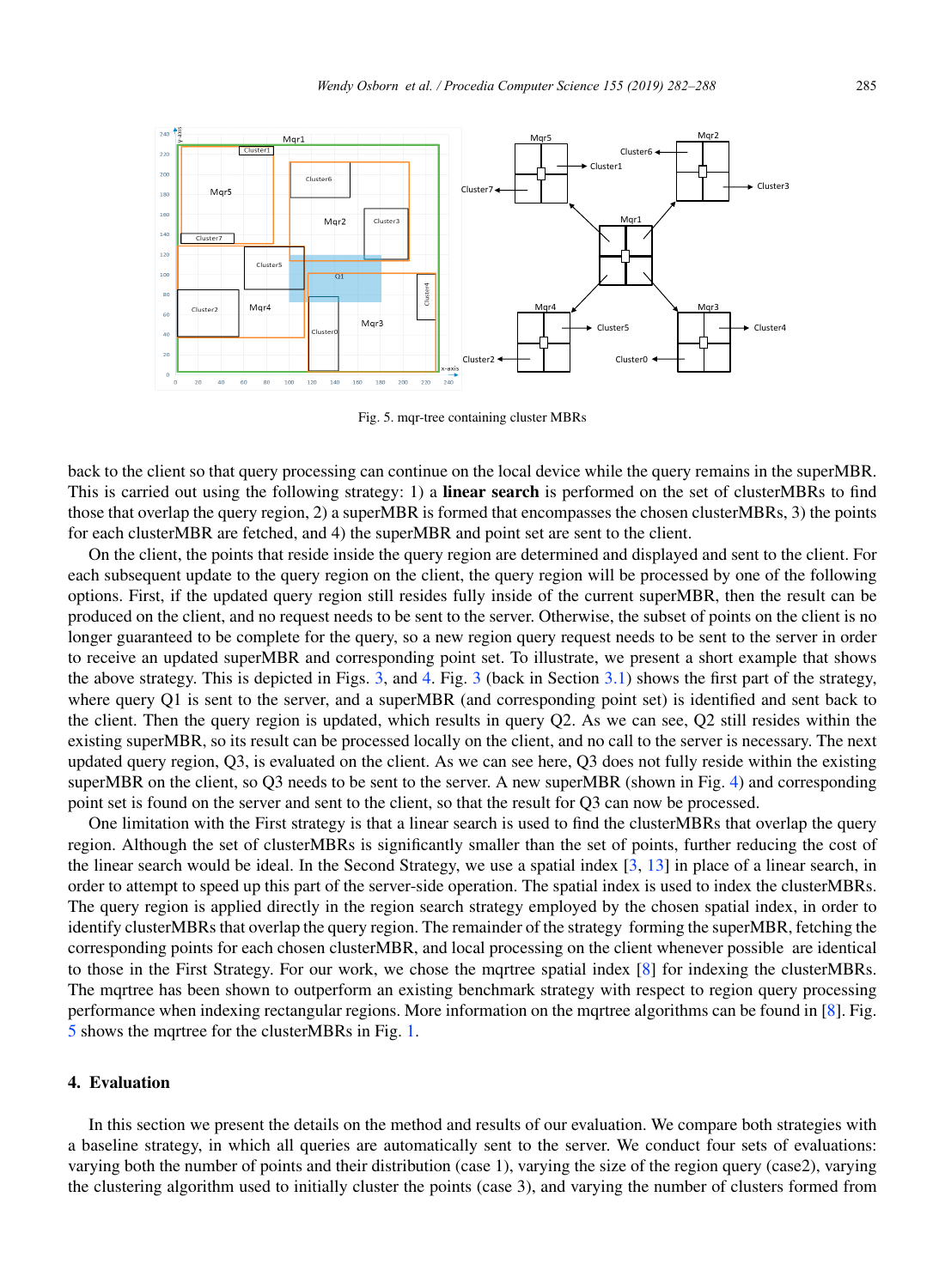Fig. 5. mqr-tree containing cluster MBRs

back to the client so that query processing can continue on the local device while the query remains in the superMBR. This is carried out using the following strategy: 1) a **linear search** is performed on the set of clusterMBRs to find those that overlap the query region, 2) a superMBR is formed that encompasses the chosen clusterMBRs, 3) the points for each clusterMBR are fetched, and 4) the superMBR and point set are sent to the client.

On the client, the points that reside inside the query region are determined and displayed and sent to the client. For each subsequent update to the query region on the client, the query region will be processed by one of the following options. First, if the updated query region still resides fully inside of the current superMBR, then the result can be produced on the client, and no request needs to be sent to the server. Otherwise, the subset of points on the client is no longer guaranteed to be complete for the query, so a new region query request needs to be sent to the server in order to receive an updated superMBR and corresponding point set. To illustrate, we present a short example that shows the above strategy. This is depicted in Figs. 3, and 4. Fig. 3 (back in Section 3.1) shows the first part of the strategy, where query Q1 is sent to the server, and a superMBR (and corresponding point set) is identified and sent back to the client. Then the query region is updated, which results in query Q2. As we can see, Q2 still resides within the existing superMBR, so its result can be processed locally on the client, and no call to the server is necessary. The next updated query region, Q3, is evaluated on the client. As we can see here, Q3 does not fully reside within the existing superMBR on the client, so Q3 needs to be sent to the server. A new superMBR (shown in Fig. 4) and corresponding point set is found on the server and sent to the client, so that the result for Q3 can now be processed.

One limitation with the First strategy is that a linear search is used to find the clusterMBRs that overlap the query region. Although the set of clusterMBRs is significantly smaller than the set of points, further reducing the cost of the linear search would be ideal. In the Second Strategy, we use a spatial index [3, 13] in place of a linear search, in order to attempt to speed up this part of the server-side operation. The spatial index is used to index the clusterMBRs. The query region is applied directly in the region search strategy employed by the chosen spatial index, in order to identify clusterMBRs that overlap the query region. The remainder of the strategy forming the superMBR, fetching the corresponding points for each chosen clusterMBR, and local processing on the client whenever possible are identical to those in the First Strategy. For our work, we chose the mqrtree spatial index [8] for indexing the clusterMBRs. The mqrtree has been shown to outperform an existing benchmark strategy with respect to region query processing performance when indexing rectangular regions. More information on the mqrtree algorithms can be found in [8]. Fig. 5 shows the mqrtree for the clusterMBRs in Fig. 1.

## 4. Evaluation

In this section we present the details on the method and results of our evaluation. We compare both strategies with a baseline strategy, in which all queries are automatically sent to the server. We conduct four sets of evaluations: varying both the number of points and their distribution (case 1), varying the size of the region query (case2), varying the clustering algorithm used to initially cluster the points (case 3), and varying the number of clusters formed from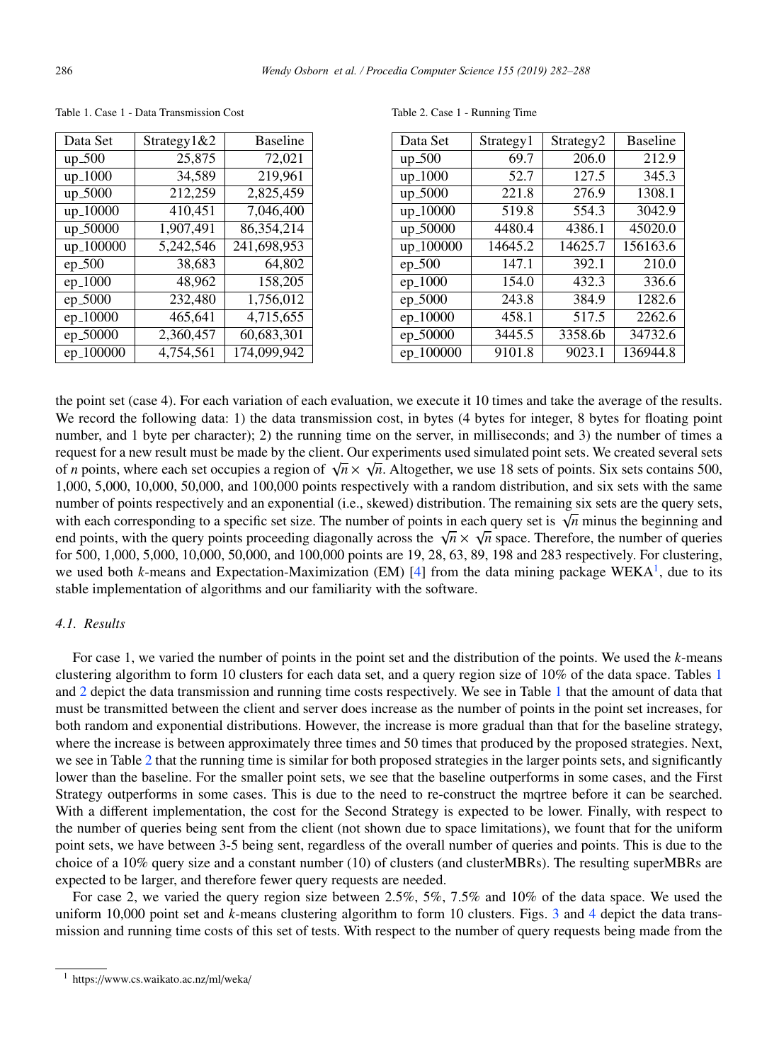Table 1. Case 1 - Data Transmission Cost

| Data Set | Strategy1&2 | Baseline |
|---|---|---|
| up_500 | 25,875 | 72,021 |
| up_1000 | 34,589 | 219,961 |
| up_5000 | 212,259 | 2,825,459 |
| up_10000 | 410,451 | 7,046,400 |
| up_50000 | 1,907,491 | 86,354,214 |
| up_100000 | 5,242,546 | 241,698,953 |
| ep_500 | 38,683 | 64,802 |
| ep_1000 | 48,962 | 158,205 |
| ep_5000 | 232,480 | 1,756,012 |
| ep_10000 | 465,641 | 4,715,655 |
| ep_50000 | 2,360,457 | 60,683,301 |
| ep_100000 | 4,754,561 | 174,099,942 |

Table 2. Case 1 - Running Time

| Data Set | Strategy1 | Strategy2 | Baseline |
|---|---|---|---|
| up_500 | 69.7 | 206.0 | 212.9 |
| up_1000 | 52.7 | 127.5 | 345.3 |
| up_5000 | 221.8 | 276.9 | 1308.1 |
| up_10000 | 519.8 | 554.3 | 3042.9 |
| up_50000 | 4480.4 | 4386.1 | 45020.0 |
| up_100000 | 14645.2 | 14625.7 | 156163.6 |
| ep_500 | 147.1 | 392.1 | 210.0 |
| ep_1000 | 154.0 | 432.3 | 336.6 |
| ep_5000 | 243.8 | 384.9 | 1282.6 |
| ep_10000 | 458.1 | 517.5 | 2262.6 |
| ep_50000 | 3445.5 | 3358.6b | 34732.6 |
| ep_100000 | 9101.8 | 9023.1 | 136944.8 |

the point set (case 4). For each variation of each evaluation, we execute it 10 times and take the average of the results. We record the following data: 1) the data transmission cost, in bytes (4 bytes for integer, 8 bytes for floating point number, and 1 byte per character); 2) the running time on the server, in milliseconds; and 3) the number of times a request for a new result must be made by the client. Our experiments used simulated point sets. We created several sets of $n$ points, where each set occupies a region of $\sqrt{n} \times \sqrt{n}$. Altogether, we use 18 sets of points. Six sets contains 500, 1,000, 5,000, 10,000, 50,000, and 100,000 points respectively with a random distribution, and six sets with the same number of points respectively and an exponential (i.e., skewed) distribution. The remaining six sets are the query sets, with each corresponding to a specific set size. The number of points in each query set is $\sqrt{n}$ minus the beginning and end points, with the query points proceeding diagonally across the $\sqrt{n} \times \sqrt{n}$ space. Therefore, the number of queries for 500, 1,000, 5,000, 10,000, 50,000, and 100,000 points are 19, 28, 63, 89, 198 and 283 respectively. For clustering, we used both $k$-means and Expectation-Maximization (EM) [4] from the data mining package WEKA[1], due to its stable implementation of algorithms and our familiarity with the software.

### 4.1. Results

For case 1, we varied the number of points in the point set and the distribution of the points. We used the $k$-means clustering algorithm to form 10 clusters for each data set, and a query region size of 10% of the data space. Tables 1 and 2 depict the data transmission and running time costs respectively. We see in Table 1 that the amount of data that must be transmitted between the client and server does increase as the number of points in the point set increases, for both random and exponential distributions. However, the increase is more gradual than that for the baseline strategy, where the increase is between approximately three times and 50 times that produced by the proposed strategies. Next, we see in Table 2 that the running time is similar for both proposed strategies in the larger points sets, and significantly lower than the baseline. For the smaller point sets, we see that the baseline outperforms in some cases, and the First Strategy outperforms in some cases. This is due to the need to re-construct the mqrtree before it can be searched. With a different implementation, the cost for the Second Strategy is expected to be lower. Finally, with respect to the number of queries being sent from the client (not shown due to space limitations), we fount that for the uniform point sets, we have between 3-5 being sent, regardless of the overall number of queries and points. This is due to the choice of a 10% query size and a constant number (10) of clusters (and clusterMBRs). The resulting superMBRs are expected to be larger, and therefore fewer query requests are needed.

For case 2, we varied the query region size between 2.5%, 5%, 7.5% and 10% of the data space. We used the uniform 10,000 point set and $k$-means clustering algorithm to form 10 clusters. Figs. 3 and 4 depict the data transmission and running time costs of this set of tests. With respect to the number of query requests being made from the

[1] https://www.cs.waikato.ac.nz/ml/weka/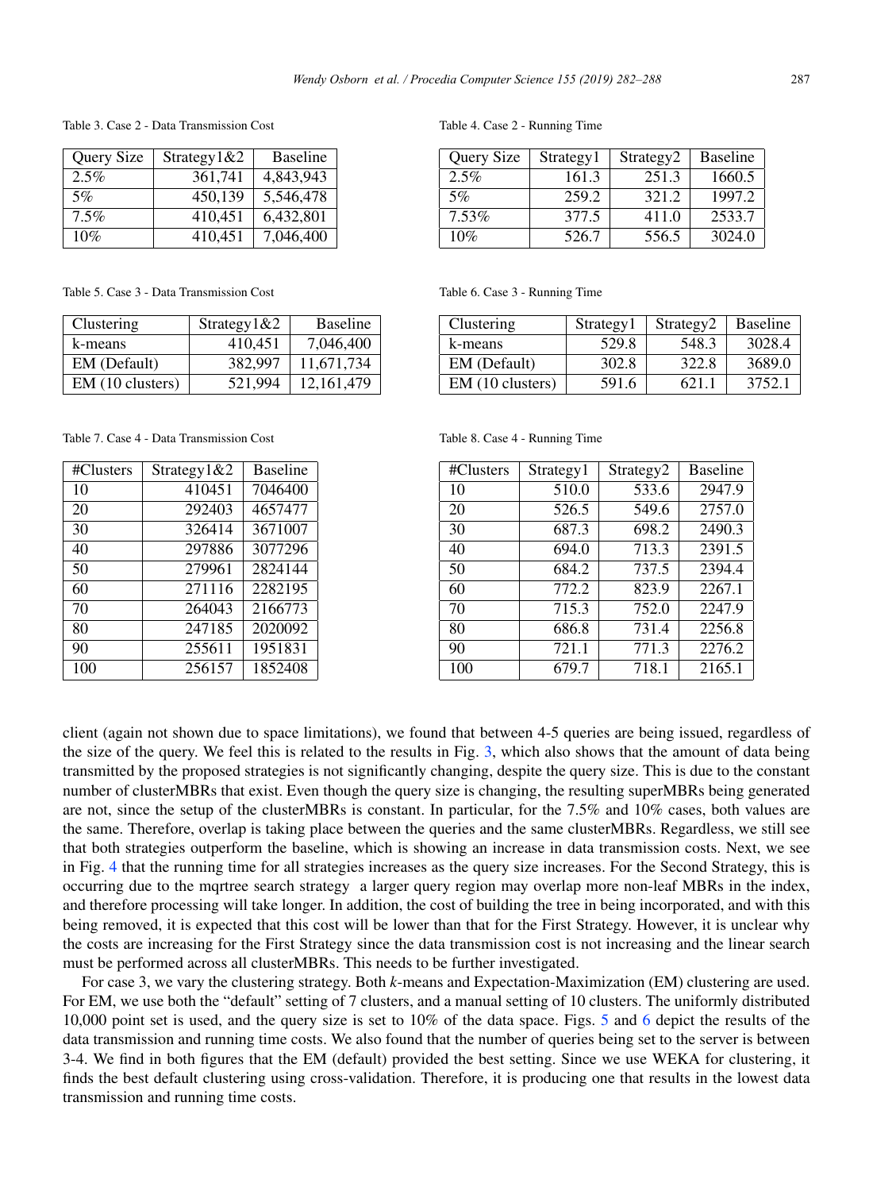Table 3. Case 2 - Data Transmission Cost

| Query Size | Strategy1&2 | Baseline |
|---|---|---|
| 2.5% | 361,741 | 4,843,943 |
| 5% | 450,139 | 5,546,478 |
| 7.5% | 410,451 | 6,432,801 |
| 10% | 410,451 | 7,046,400 |

Table 4. Case 2 - Running Time

| Query Size | Strategy1 | Strategy2 | Baseline |
|---|---|---|---|
| 2.5% | 161.3 | 251.3 | 1660.5 |
| 5% | 259.2 | 321.2 | 1997.2 |
| 7.53% | 377.5 | 411.0 | 2533.7 |
| 10% | 526.7 | 556.5 | 3024.0 |

Table 5. Case 3 - Data Transmission Cost

| Clustering | Strategy1&2 | Baseline |
|---|---|---|
| k-means | 410,451 | 7,046,400 |
| EM (Default) | 382,997 | 11,671,734 |
| EM (10 clusters) | 521,994 | 12,161,479 |

Table 6. Case 3 - Running Time

| Clustering | Strategy1 | Strategy2 | Baseline |
|---|---|---|---|
| k-means | 529.8 | 548.3 | 3028.4 |
| EM (Default) | 302.8 | 322.8 | 3689.0 |
| EM (10 clusters) | 591.6 | 621.1 | 3752.1 |

Table 7. Case 4 - Data Transmission Cost

| #Clusters | Strategy1&2 | Baseline |
|---|---|---|
| 10 | 410451 | 7046400 |
| 20 | 292403 | 4657477 |
| 30 | 326414 | 3671007 |
| 40 | 297886 | 3077296 |
| 50 | 279961 | 2824144 |
| 60 | 271116 | 2282195 |
| 70 | 264043 | 2166773 |
| 80 | 247185 | 2020092 |
| 90 | 255611 | 1951831 |
| 100 | 256157 | 1852408 |

Table 8. Case 4 - Running Time

| #Clusters | Strategy1 | Strategy2 | Baseline |
|---|---|---|---|
| 10 | 510.0 | 533.6 | 2947.9 |
| 20 | 526.5 | 549.6 | 2757.0 |
| 30 | 687.3 | 698.2 | 2490.3 |
| 40 | 694.0 | 713.3 | 2391.5 |
| 50 | 684.2 | 737.5 | 2394.4 |
| 60 | 772.2 | 823.9 | 2267.1 |
| 70 | 715.3 | 752.0 | 2247.9 |
| 80 | 686.8 | 731.4 | 2256.8 |
| 90 | 721.1 | 771.3 | 2276.2 |
| 100 | 679.7 | 718.1 | 2165.1 |

client (again not shown due to space limitations), we found that between 4-5 queries are being issued, regardless of the size of the query. We feel this is related to the results in Fig. 3, which also shows that the amount of data being transmitted by the proposed strategies is not significantly changing, despite the query size. This is due to the constant number of clusterMBRs that exist. Even though the query size is changing, the resulting superMBRs being generated are not, since the setup of the clusterMBRs is constant. In particular, for the 7.5% and 10% cases, both values are the same. Therefore, overlap is taking place between the queries and the same clusterMBRs. Regardless, we still see that both strategies outperform the baseline, which is showing an increase in data transmission costs. Next, we see in Fig. 4 that the running time for all strategies increases as the query size increases. For the Second Strategy, this is occurring due to the mqrtree search strategy a larger query region may overlap more non-leaf MBRs in the index, and therefore processing will take longer. In addition, the cost of building the tree in being incorporated, and with this being removed, it is expected that this cost will be lower than that for the First Strategy. However, it is unclear why the costs are increasing for the First Strategy since the data transmission cost is not increasing and the linear search must be performed across all clusterMBRs. This needs to be further investigated.

For case 3, we vary the clustering strategy. Both *k*-means and Expectation-Maximization (EM) clustering are used. For EM, we use both the "default" setting of 7 clusters, and a manual setting of 10 clusters. The uniformly distributed 10,000 point set is used, and the query size is set to 10% of the data space. Figs. 5 and 6 depict the results of the data transmission and running time costs. We also found that the number of queries being set to the server is between 3-4. We find in both figures that the EM (default) provided the best setting. Since we use WEKA for clustering, it finds the best default clustering using cross-validation. Therefore, it is producing one that results in the lowest data transmission and running time costs.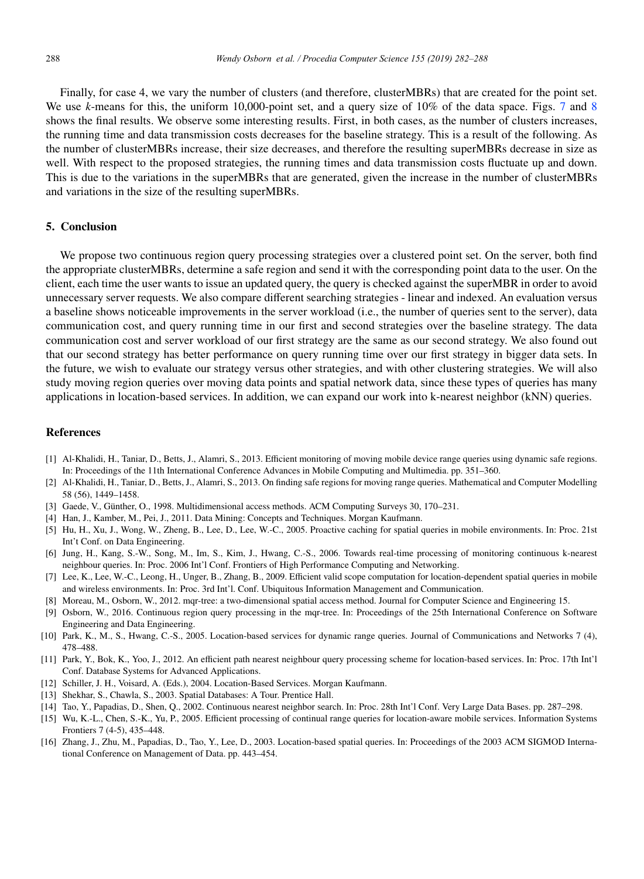Finally, for case 4, we vary the number of clusters (and therefore, clusterMBRs) that are created for the point set. We use *k*-means for this, the uniform 10,000-point set, and a query size of 10% of the data space. Figs. 7 and 8 shows the final results. We observe some interesting results. First, in both cases, as the number of clusters increases, the running time and data transmission costs decreases for the baseline strategy. This is a result of the following. As the number of clusterMBRs increase, their size decreases, and therefore the resulting superMBRs decrease in size as well. With respect to the proposed strategies, the running times and data transmission costs fluctuate up and down. This is due to the variations in the superMBRs that are generated, given the increase in the number of clusterMBRs and variations in the size of the resulting superMBRs.

## 5. Conclusion

We propose two continuous region query processing strategies over a clustered point set. On the server, both find the appropriate clusterMBRs, determine a safe region and send it with the corresponding point data to the user. On the client, each time the user wants to issue an updated query, the query is checked against the superMBR in order to avoid unnecessary server requests. We also compare different searching strategies - linear and indexed. An evaluation versus a baseline shows noticeable improvements in the server workload (i.e., the number of queries sent to the server), data communication cost, and query running time in our first and second strategies over the baseline strategy. The data communication cost and server workload of our first strategy are the same as our second strategy. We also found out that our second strategy has better performance on query running time over our first strategy in bigger data sets. In the future, we wish to evaluate our strategy versus other strategies, and with other clustering strategies. We will also study moving region queries over moving data points and spatial network data, since these types of queries has many applications in location-based services. In addition, we can expand our work into k-nearest neighbor (kNN) queries.

## References

[1] Al-Khalidi, H., Taniar, D., Betts, J., Alamri, S., 2013. Efficient monitoring of moving mobile device range queries using dynamic safe regions. In: Proceedings of the 11th International Conference Advances in Mobile Computing and Multimedia. pp. 351–360.

[2] Al-Khalidi, H., Taniar, D., Betts, J., Alamri, S., 2013. On finding safe regions for moving range queries. Mathematical and Computer Modelling 58 (56), 1449–1458.

[3] Gaede, V., Günther, O., 1998. Multidimensional access methods. ACM Computing Surveys 30, 170–231.

[4] Han, J., Kamber, M., Pei, J., 2011. Data Mining: Concepts and Techniques. Morgan Kaufmann.

[5] Hu, H., Xu, J., Wong, W., Zheng, B., Lee, D., Lee, W.-C., 2005. Proactive caching for spatial queries in mobile environments. In: Proc. 21st Int't Conf. on Data Engineering.

[6] Jung, H., Kang, S.-W., Song, M., Im, S., Kim, J., Hwang, C.-S., 2006. Towards real-time processing of monitoring continuous k-nearest neighbour queries. In: Proc. 2006 Int'l Conf. Frontiers of High Performance Computing and Networking.

[7] Lee, K., Lee, W.-C., Leong, H., Unger, B., Zhang, B., 2009. Efficient valid scope computation for location-dependent spatial queries in mobile and wireless environments. In: Proc. 3rd Int'l. Conf. Ubiquitous Information Management and Communication.

[8] Moreau, M., Osborn, W., 2012. mqr-tree: a two-dimensional spatial access method. Journal for Computer Science and Engineering 15.

[9] Osborn, W., 2016. Continuous region query processing in the mqr-tree. In: Proceedings of the 25th International Conference on Software Engineering and Data Engineering.

[10] Park, K., M., S., Hwang, C.-S., 2005. Location-based services for dynamic range queries. Journal of Communications and Networks 7 (4), 478–488.

[11] Park, Y., Bok, K., Yoo, J., 2012. An efficient path nearest neighbour query processing scheme for location-based services. In: Proc. 17th Int'l Conf. Database Systems for Advanced Applications.

[12] Schiller, J. H., Voisard, A. (Eds.), 2004. Location-Based Services. Morgan Kaufmann.

[13] Shekhar, S., Chawla, S., 2003. Spatial Databases: A Tour. Prentice Hall.

[14] Tao, Y., Papadias, D., Shen, Q., 2002. Continuous nearest neighbor search. In: Proc. 28th Int'l Conf. Very Large Data Bases. pp. 287–298.

[15] Wu, K.-L., Chen, S.-K., Yu, P., 2005. Efficient processing of continual range queries for location-aware mobile services. Information Systems Frontiers 7 (4-5), 435–448.

[16] Zhang, J., Zhu, M., Papadias, D., Tao, Y., Lee, D., 2003. Location-based spatial queries. In: Proceedings of the 2003 ACM SIGMOD International Conference on Management of Data. pp. 443–454.